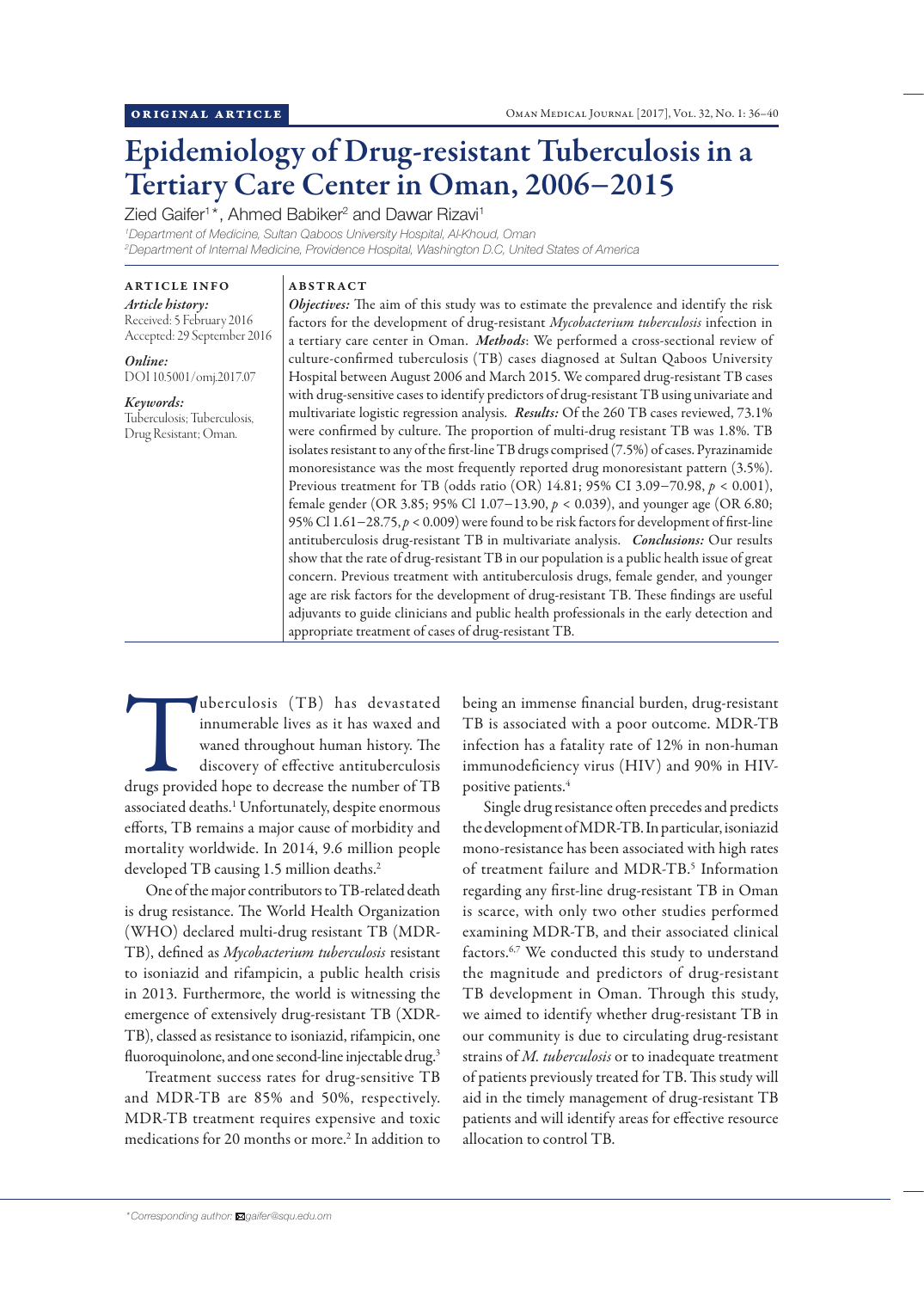ORIGINAL ARTICLE

# Epidemiology of Drug-resistant Tuberculosis in a Tertiary Care Center in Oman, 2006–2015

Zied Gaifer[1]*, Ahmed Babiker[2] and Dawar Rizavi[1]

[1]Department of Medicine, Sultan Qaboos University Hospital, Al-Khoud, Oman
[2]Department of Internal Medicine, Providence Hospital, Washington D.C, United States of America

## ARTICLE INFO

*Article history:*
Received: 5 February 2016
Accepted: 29 September 2016

*Online:*
DOI 10.5001/omj.2017.07

*Keywords:*
Tuberculosis; Tuberculosis, Drug Resistant; Oman.

## ABSTRACT

***Objectives:*** The aim of this study was to estimate the prevalence and identify the risk factors for the development of drug-resistant *Mycobacterium tuberculosis* infection in a tertiary care center in Oman. ***Methods***: We performed a cross-sectional review of culture-confirmed tuberculosis (TB) cases diagnosed at Sultan Qaboos University Hospital between August 2006 and March 2015. We compared drug-resistant TB cases with drug-sensitive cases to identify predictors of drug-resistant TB using univariate and multivariate logistic regression analysis. ***Results:*** Of the 260 TB cases reviewed, 73.1% were confirmed by culture. The proportion of multi-drug resistant TB was 1.8%. TB isolates resistant to any of the first-line TB drugs comprised (7.5%) of cases. Pyrazinamide monoresistance was the most frequently reported drug monoresistant pattern (3.5%). Previous treatment for TB (odds ratio (OR) 14.81; 95% CI 3.09−70.98, $p < 0.001$), female gender (OR 3.85; 95% Cl 1.07−13.90, $p < 0.039$), and younger age (OR 6.80; 95% Cl 1.61−28.75, $p < 0.009$) were found to be risk factors for development of first-line antituberculosis drug-resistant TB in multivariate analysis. ***Conclusions:*** Our results show that the rate of drug-resistant TB in our population is a public health issue of great concern. Previous treatment with antituberculosis drugs, female gender, and younger age are risk factors for the development of drug-resistant TB. These findings are useful adjuvants to guide clinicians and public health professionals in the early detection and appropriate treatment of cases of drug-resistant TB.

Tuberculosis (TB) has devastated innumerable lives as it has waxed and waned throughout human history. The discovery of effective antituberculosis drugs provided hope to decrease the number of TB associated deaths.[1] Unfortunately, despite enormous efforts, TB remains a major cause of morbidity and mortality worldwide. In 2014, 9.6 million people developed TB causing 1.5 million deaths.[2]

One of the major contributors to TB-related death is drug resistance. The World Health Organization (WHO) declared multi-drug resistant TB (MDR-TB), defined as *Mycobacterium tuberculosis* resistant to isoniazid and rifampicin, a public health crisis in 2013. Furthermore, the world is witnessing the emergence of extensively drug-resistant TB (XDR-TB), classed as resistance to isoniazid, rifampicin, one fluoroquinolone, and one second-line injectable drug.[3]

Treatment success rates for drug-sensitive TB and MDR-TB are 85% and 50%, respectively. MDR-TB treatment requires expensive and toxic medications for 20 months or more.[2] In addition to being an immense financial burden, drug-resistant TB is associated with a poor outcome. MDR-TB infection has a fatality rate of 12% in non-human immunodeficiency virus (HIV) and 90% in HIV-positive patients.[4]

Single drug resistance often precedes and predicts the development of MDR-TB. In particular, isoniazid mono-resistance has been associated with high rates of treatment failure and MDR-TB.[5] Information regarding any first-line drug-resistant TB in Oman is scarce, with only two other studies performed examining MDR-TB, and their associated clinical factors.[6,7] We conducted this study to understand the magnitude and predictors of drug-resistant TB development in Oman. Through this study, we aimed to identify whether drug-resistant TB in our community is due to circulating drug-resistant strains of *M. tuberculosis* or to inadequate treatment of patients previously treated for TB. This study will aid in the timely management of drug-resistant TB patients and will identify areas for effective resource allocation to control TB.

*Corresponding author: gaifer@squ.edu.om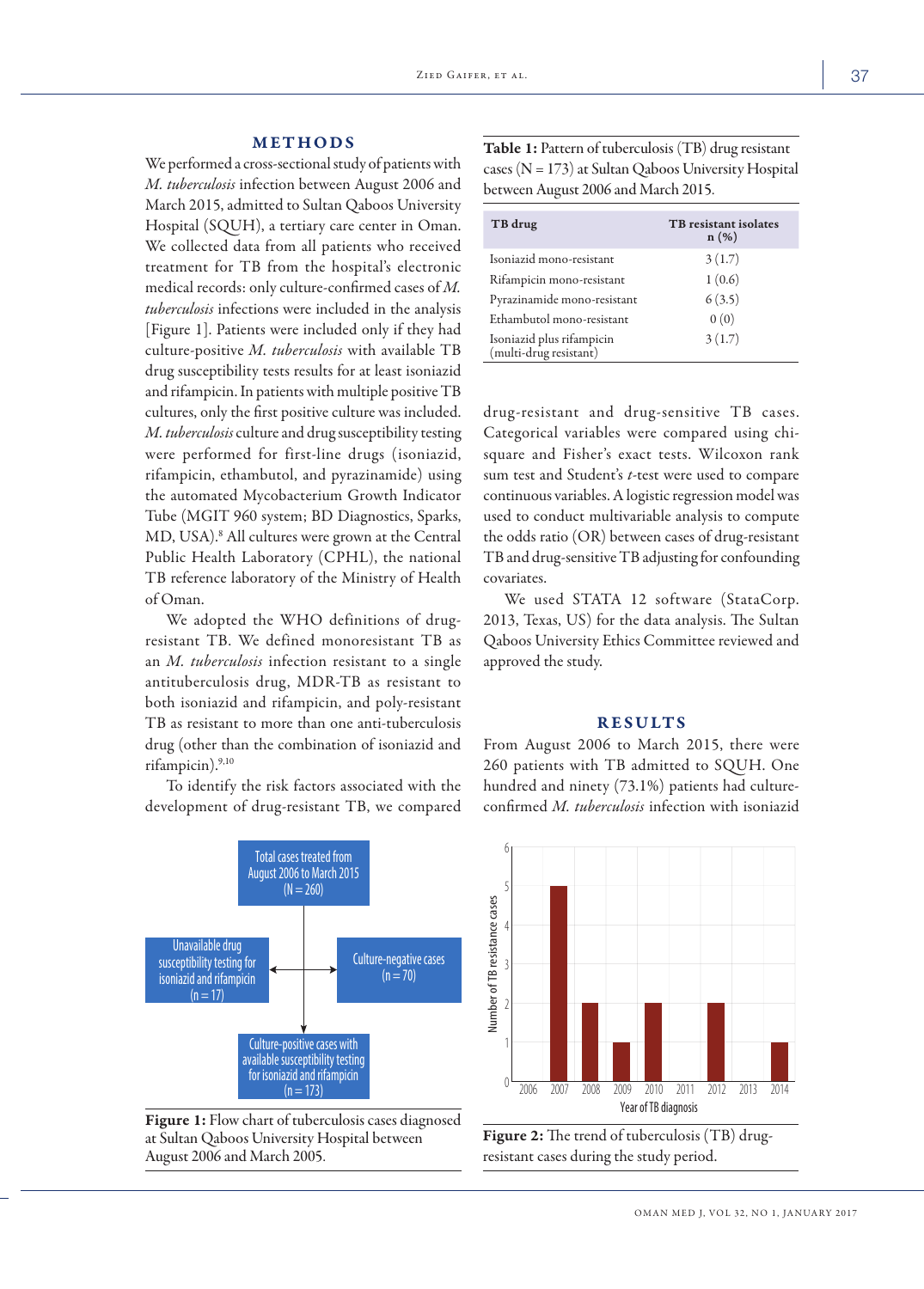## METHODS

We performed a cross-sectional study of patients with *M. tuberculosis* infection between August 2006 and March 2015, admitted to Sultan Qaboos University Hospital (SQUH), a tertiary care center in Oman. We collected data from all patients who received treatment for TB from the hospital's electronic medical records: only culture-confirmed cases of *M. tuberculosis* infections were included in the analysis [Figure 1]. Patients were included only if they had culture-positive *M. tuberculosis* with available TB drug susceptibility tests results for at least isoniazid and rifampicin. In patients with multiple positive TB cultures, only the first positive culture was included. *M. tuberculosis* culture and drug susceptibility testing were performed for first-line drugs (isoniazid, rifampicin, ethambutol, and pyrazinamide) using the automated Mycobacterium Growth Indicator Tube (MGIT 960 system; BD Diagnostics, Sparks, MD, USA).[8] All cultures were grown at the Central Public Health Laboratory (CPHL), the national TB reference laboratory of the Ministry of Health of Oman.

We adopted the WHO definitions of drug-resistant TB. We defined monoresistant TB as an *M. tuberculosis* infection resistant to a single antituberculosis drug, MDR-TB as resistant to both isoniazid and rifampicin, and poly-resistant TB as resistant to more than one anti-tuberculosis drug (other than the combination of isoniazid and rifampicin).[9,10]

To identify the risk factors associated with the development of drug-resistant TB, we compared drug-resistant and drug-sensitive TB cases. Categorical variables were compared using chi-square and Fisher's exact tests. Wilcoxon rank sum test and Student's *t*-test were used to compare continuous variables. A logistic regression model was used to conduct multivariable analysis to compute the odds ratio (OR) between cases of drug-resistant TB and drug-sensitive TB adjusting for confounding covariates.

We used STATA 12 software (StataCorp. 2013, Texas, US) for the data analysis. The Sultan Qaboos University Ethics Committee reviewed and approved the study.

**Table 1:** Pattern of tuberculosis (TB) drug resistant cases (N = 173) at Sultan Qaboos University Hospital between August 2006 and March 2015.

| TB drug | TB resistant isolates n (%) |
|---|---|
| Isoniazid mono-resistant | 3 (1.7) |
| Rifampicin mono-resistant | 1 (0.6) |
| Pyrazinamide mono-resistant | 6 (3.5) |
| Ethambutol mono-resistant | 0 (0) |
| Isoniazid plus rifampicin (multi-drug resistant) | 3 (1.7) |

## RESULTS

From August 2006 to March 2015, there were 260 patients with TB admitted to SQUH. One hundred and ninety (73.1%) patients had culture-confirmed *M. tuberculosis* infection with isoniazid

Total cases treated from August 2006 to March 2015 (N = 260)
→ Unavailable drug susceptibility testing for isoniazid and rifampicin (n = 17)
→ Culture-negative cases (n = 70)
→ Culture-positive cases with available susceptibility testing for isoniazid and rifampicin (n = 173)

**Figure 1:** Flow chart of tuberculosis cases diagnosed at Sultan Qaboos University Hospital between August 2006 and March 2005.

| Year of TB diagnosis | Number of TB resistance cases |
|---|---|
| 2006 | 0 |
| 2007 | 5 |
| 2008 | 2 |
| 2009 | 1 |
| 2010 | 2 |
| 2011 | 0 |
| 2012 | 2 |
| 2013 | 0 |
| 2014 | 1 |

**Figure 2:** The trend of tuberculosis (TB) drug-resistant cases during the study period.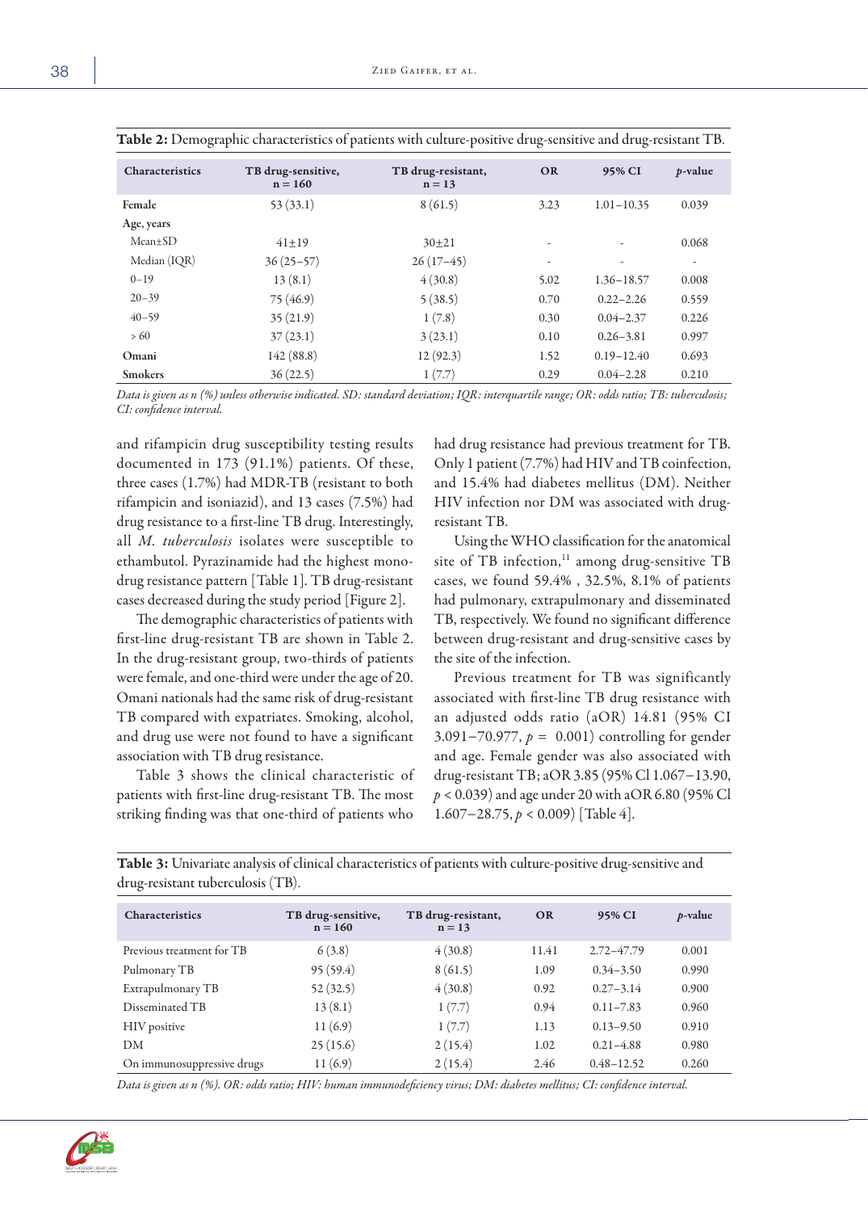**Table 2:** Demographic characteristics of patients with culture-positive drug-sensitive and drug-resistant TB.

| Characteristics | TB drug-sensitive, n = 160 | TB drug-resistant, n = 13 | OR | 95% CI | *p*-value |
|---|---|---|---|---|---|
| **Female** | 53 (33.1) | 8 (61.5) | 3.23 | 1.01–10.35 | 0.039 |
| **Age, years** | | | | | |
| Mean±SD | 41±19 | 30±21 | - | - | 0.068 |
| Median (IQR) | 36 (25–57) | 26 (17–45) | - | - | - |
| 0–19 | 13 (8.1) | 4 (30.8) | 5.02 | 1.36–18.57 | 0.008 |
| 20–39 | 75 (46.9) | 5 (38.5) | 0.70 | 0.22–2.26 | 0.559 |
| 40–59 | 35 (21.9) | 1 (7.8) | 0.30 | 0.04–2.37 | 0.226 |
| > 60 | 37 (23.1) | 3 (23.1) | 0.10 | 0.26–3.81 | 0.997 |
| **Omani** | 142 (88.8) | 12 (92.3) | 1.52 | 0.19–12.40 | 0.693 |
| **Smokers** | 36 (22.5) | 1 (7.7) | 0.29 | 0.04–2.28 | 0.210 |

*Data is given as n (%) unless otherwise indicated. SD: standard deviation; IQR: interquartile range; OR: odds ratio; TB: tuberculosis; CI: confidence interval.*

and rifampicin drug susceptibility testing results documented in 173 (91.1%) patients. Of these, three cases (1.7%) had MDR-TB (resistant to both rifampicin and isoniazid), and 13 cases (7.5%) had drug resistance to a first-line TB drug. Interestingly, all *M. tuberculosis* isolates were susceptible to ethambutol. Pyrazinamide had the highest mono-drug resistance pattern [Table 1]. TB drug-resistant cases decreased during the study period [Figure 2].

The demographic characteristics of patients with first-line drug-resistant TB are shown in Table 2. In the drug-resistant group, two-thirds of patients were female, and one-third were under the age of 20. Omani nationals had the same risk of drug-resistant TB compared with expatriates. Smoking, alcohol, and drug use were not found to have a significant association with TB drug resistance.

Table 3 shows the clinical characteristic of patients with first-line drug-resistant TB. The most striking finding was that one-third of patients who had drug resistance had previous treatment for TB. Only 1 patient (7.7%) had HIV and TB coinfection, and 15.4% had diabetes mellitus (DM). Neither HIV infection nor DM was associated with drug-resistant TB.

Using the WHO classification for the anatomical site of TB infection,[11] among drug-sensitive TB cases, we found 59.4% , 32.5%, 8.1% of patients had pulmonary, extrapulmonary and disseminated TB, respectively. We found no significant difference between drug-resistant and drug-sensitive cases by the site of the infection.

Previous treatment for TB was significantly associated with first-line TB drug resistance with an adjusted odds ratio (aOR) 14.81 (95% CI 3.091−70.977, $p = 0.001$) controlling for gender and age. Female gender was also associated with drug-resistant TB; aOR 3.85 (95% Cl 1.067−13.90, $p < 0.039$) and age under 20 with aOR 6.80 (95% Cl 1.607−28.75, $p < 0.009$) [Table 4].

**Table 3:** Univariate analysis of clinical characteristics of patients with culture-positive drug-sensitive and drug-resistant tuberculosis (TB).

| Characteristics | TB drug-sensitive, n = 160 | TB drug-resistant, n = 13 | OR | 95% CI | *p*-value |
|---|---|---|---|---|---|
| Previous treatment for TB | 6 (3.8) | 4 (30.8) | 11.41 | 2.72–47.79 | 0.001 |
| Pulmonary TB | 95 (59.4) | 8 (61.5) | 1.09 | 0.34–3.50 | 0.990 |
| Extrapulmonary TB | 52 (32.5) | 4 (30.8) | 0.92 | 0.27–3.14 | 0.900 |
| Disseminated TB | 13 (8.1) | 1 (7.7) | 0.94 | 0.11–7.83 | 0.960 |
| HIV positive | 11 (6.9) | 1 (7.7) | 1.13 | 0.13–9.50 | 0.910 |
| DM | 25 (15.6) | 2 (15.4) | 1.02 | 0.21–4.88 | 0.980 |
| On immunosuppressive drugs | 11 (6.9) | 2 (15.4) | 2.46 | 0.48–12.52 | 0.260 |

*Data is given as n (%). OR: odds ratio; HIV: human immunodeficiency virus; DM: diabetes mellitus; CI: confidence interval.*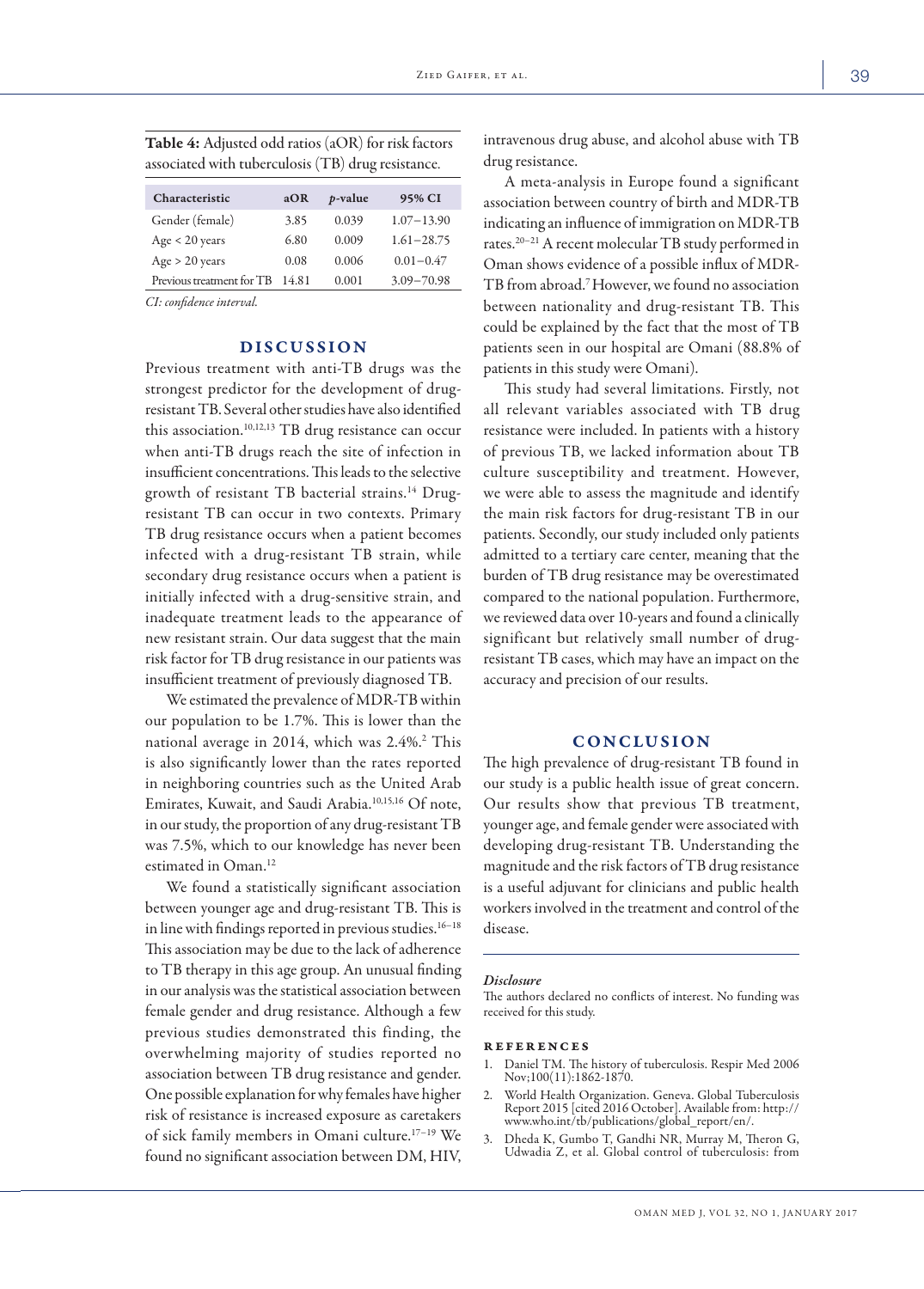**Table 4:** Adjusted odd ratios (aOR) for risk factors associated with tuberculosis (TB) drug resistance.

| Characteristic | aOR | *p*-value | 95% CI |
|---|---|---|---|
| Gender (female) | 3.85 | 0.039 | 1.07−13.90 |
| Age < 20 years | 6.80 | 0.009 | 1.61−28.75 |
| Age > 20 years | 0.08 | 0.006 | 0.01−0.47 |
| Previous treatment for TB | 14.81 | 0.001 | 3.09−70.98 |

*CI: confidence interval.*

## DISCUSSION

Previous treatment with anti-TB drugs was the strongest predictor for the development of drug-resistant TB. Several other studies have also identified this association.[10,12,13] TB drug resistance can occur when anti-TB drugs reach the site of infection in insufficient concentrations. This leads to the selective growth of resistant TB bacterial strains.[14] Drug-resistant TB can occur in two contexts. Primary TB drug resistance occurs when a patient becomes infected with a drug-resistant TB strain, while secondary drug resistance occurs when a patient is initially infected with a drug-sensitive strain, and inadequate treatment leads to the appearance of new resistant strain. Our data suggest that the main risk factor for TB drug resistance in our patients was insufficient treatment of previously diagnosed TB.

We estimated the prevalence of MDR-TB within our population to be 1.7%. This is lower than the national average in 2014, which was 2.4%.[2] This is also significantly lower than the rates reported in neighboring countries such as the United Arab Emirates, Kuwait, and Saudi Arabia.[10,15,16] Of note, in our study, the proportion of any drug-resistant TB was 7.5%, which to our knowledge has never been estimated in Oman.[12]

We found a statistically significant association between younger age and drug-resistant TB. This is in line with findings reported in previous studies.[16–18] This association may be due to the lack of adherence to TB therapy in this age group. An unusual finding in our analysis was the statistical association between female gender and drug resistance. Although a few previous studies demonstrated this finding, the overwhelming majority of studies reported no association between TB drug resistance and gender. One possible explanation for why females have higher risk of resistance is increased exposure as caretakers of sick family members in Omani culture.[17–19] We found no significant association between DM, HIV, intravenous drug abuse, and alcohol abuse with TB drug resistance.

A meta-analysis in Europe found a significant association between country of birth and MDR-TB indicating an influence of immigration on MDR-TB rates.[20–21] A recent molecular TB study performed in Oman shows evidence of a possible influx of MDR-TB from abroad.[7] However, we found no association between nationality and drug-resistant TB. This could be explained by the fact that the most of TB patients seen in our hospital are Omani (88.8% of patients in this study were Omani).

This study had several limitations. Firstly, not all relevant variables associated with TB drug resistance were included. In patients with a history of previous TB, we lacked information about TB culture susceptibility and treatment. However, we were able to assess the magnitude and identify the main risk factors for drug-resistant TB in our patients. Secondly, our study included only patients admitted to a tertiary care center, meaning that the burden of TB drug resistance may be overestimated compared to the national population. Furthermore, we reviewed data over 10-years and found a clinically significant but relatively small number of drug-resistant TB cases, which may have an impact on the accuracy and precision of our results.

## CONCLUSION

The high prevalence of drug-resistant TB found in our study is a public health issue of great concern. Our results show that previous TB treatment, younger age, and female gender were associated with developing drug-resistant TB. Understanding the magnitude and the risk factors of TB drug resistance is a useful adjuvant for clinicians and public health workers involved in the treatment and control of the disease.

### *Disclosure*

The authors declared no conflicts of interest. No funding was received for this study.

### REFERENCES

1. Daniel TM. The history of tuberculosis. Respir Med 2006 Nov;100(11):1862-1870.
2. World Health Organization. Geneva. Global Tuberculosis Report 2015 [cited 2016 October]. Available from: http://www.who.int/tb/publications/global_report/en/.
3. Dheda K, Gumbo T, Gandhi NR, Murray M, Theron G, Udwadia Z, et al. Global control of tuberculosis: from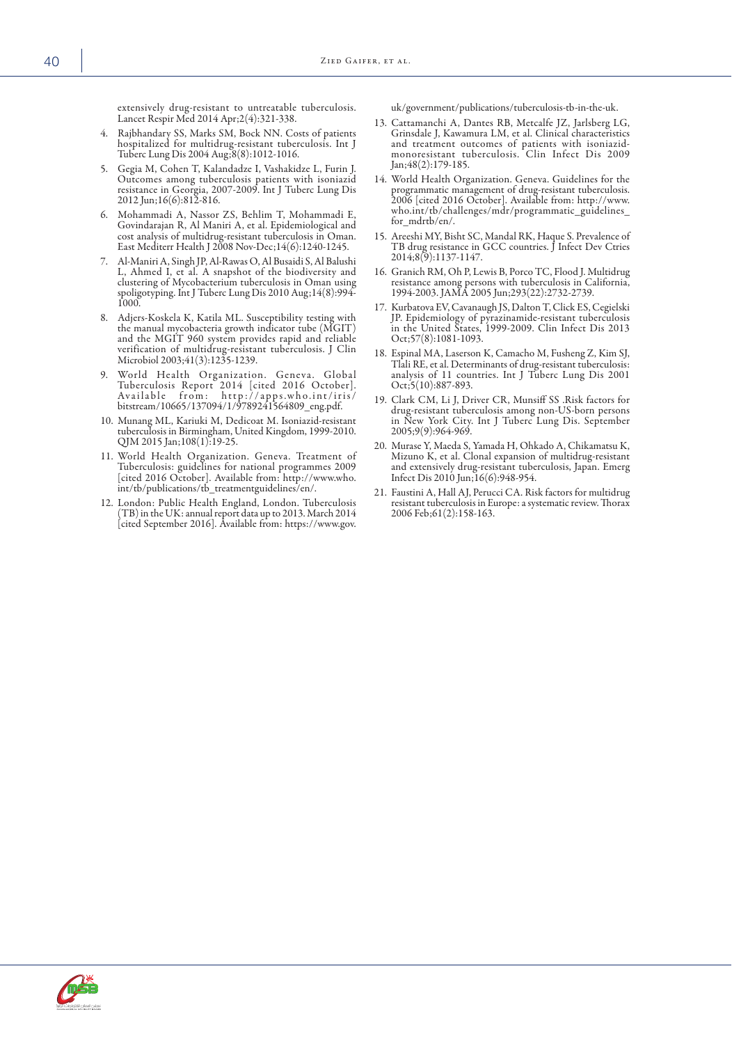extensively drug-resistant to untreatable tuberculosis. Lancet Respir Med 2014 Apr;2(4):321-338.

4. Rajbhandary SS, Marks SM, Bock NN. Costs of patients hospitalized for multidrug-resistant tuberculosis. Int J Tuberc Lung Dis 2004 Aug;8(8):1012-1016.
5. Gegia M, Cohen T, Kalandadze I, Vashakidze L, Furin J. Outcomes among tuberculosis patients with isoniazid resistance in Georgia, 2007-2009. Int J Tuberc Lung Dis 2012 Jun;16(6):812-816.
6. Mohammadi A, Nassor ZS, Behlim T, Mohammadi E, Govindarajan R, Al Maniri A, et al. Epidemiological and cost analysis of multidrug-resistant tuberculosis in Oman. East Mediterr Health J 2008 Nov-Dec;14(6):1240-1245.
7. Al-Maniri A, Singh JP, Al-Rawas O, Al Busaidi S, Al Balushi L, Ahmed I, et al. A snapshot of the biodiversity and clustering of Mycobacterium tuberculosis in Oman using spoligotyping. Int J Tuberc Lung Dis 2010 Aug;14(8):994-1000.
8. Adjers-Koskela K, Katila ML. Susceptibility testing with the manual mycobacteria growth indicator tube (MGIT) and the MGIT 960 system provides rapid and reliable verification of multidrug-resistant tuberculosis. J Clin Microbiol 2003;41(3):1235-1239.
9. World Health Organization. Geneva. Global Tuberculosis Report 2014 [cited 2016 October]. Available from: http://apps.who.int/iris/bitstream/10665/137094/1/9789241564809_eng.pdf.
10. Munang ML, Kariuki M, Dedicoat M. Isoniazid-resistant tuberculosis in Birmingham, United Kingdom, 1999-2010. QJM 2015 Jan;108(1):19-25.
11. World Health Organization. Geneva. Treatment of Tuberculosis: guidelines for national programmes 2009 [cited 2016 October]. Available from: http://www.who.int/tb/publications/tb_treatmentguidelines/en/.
12. London: Public Health England, London. Tuberculosis (TB) in the UK: annual report data up to 2013. March 2014 [cited September 2016]. Available from: https://www.gov.uk/government/publications/tuberculosis-tb-in-the-uk.
13. Cattamanchi A, Dantes RB, Metcalfe JZ, Jarlsberg LG, Grinsdale J, Kawamura LM, et al. Clinical characteristics and treatment outcomes of patients with isoniazid-monoresistant tuberculosis. Clin Infect Dis 2009 Jan;48(2):179-185.
14. World Health Organization. Geneva. Guidelines for the programmatic management of drug-resistant tuberculosis. 2006 [cited 2016 October]. Available from: http://www.who.int/tb/challenges/mdr/programmatic_guidelines_for_mdrtb/en/.
15. Areeshi MY, Bisht SC, Mandal RK, Haque S. Prevalence of TB drug resistance in GCC countries. J Infect Dev Ctries 2014;8(9):1137-1147.
16. Granich RM, Oh P, Lewis B, Porco TC, Flood J. Multidrug resistance among persons with tuberculosis in California, 1994-2003. JAMA 2005 Jun;293(22):2732-2739.
17. Kurbatova EV, Cavanaugh JS, Dalton T, Click ES, Cegielski JP. Epidemiology of pyrazinamide-resistant tuberculosis in the United States, 1999-2009. Clin Infect Dis 2013 Oct;57(8):1081-1093.
18. Espinal MA, Laserson K, Camacho M, Fusheng Z, Kim SJ, Tlali RE, et al. Determinants of drug-resistant tuberculosis: analysis of 11 countries. Int J Tuberc Lung Dis 2001 Oct;5(10):887-893.
19. Clark CM, Li J, Driver CR, Munsiff SS .Risk factors for drug-resistant tuberculosis among non-US-born persons in New York City. Int J Tuberc Lung Dis. September 2005;9(9):964-969.
20. Murase Y, Maeda S, Yamada H, Ohkado A, Chikamatsu K, Mizuno K, et al. Clonal expansion of multidrug-resistant and extensively drug-resistant tuberculosis, Japan. Emerg Infect Dis 2010 Jun;16(6):948-954.
21. Faustini A, Hall AJ, Perucci CA. Risk factors for multidrug resistant tuberculosis in Europe: a systematic review. Thorax 2006 Feb;61(2):158-163.